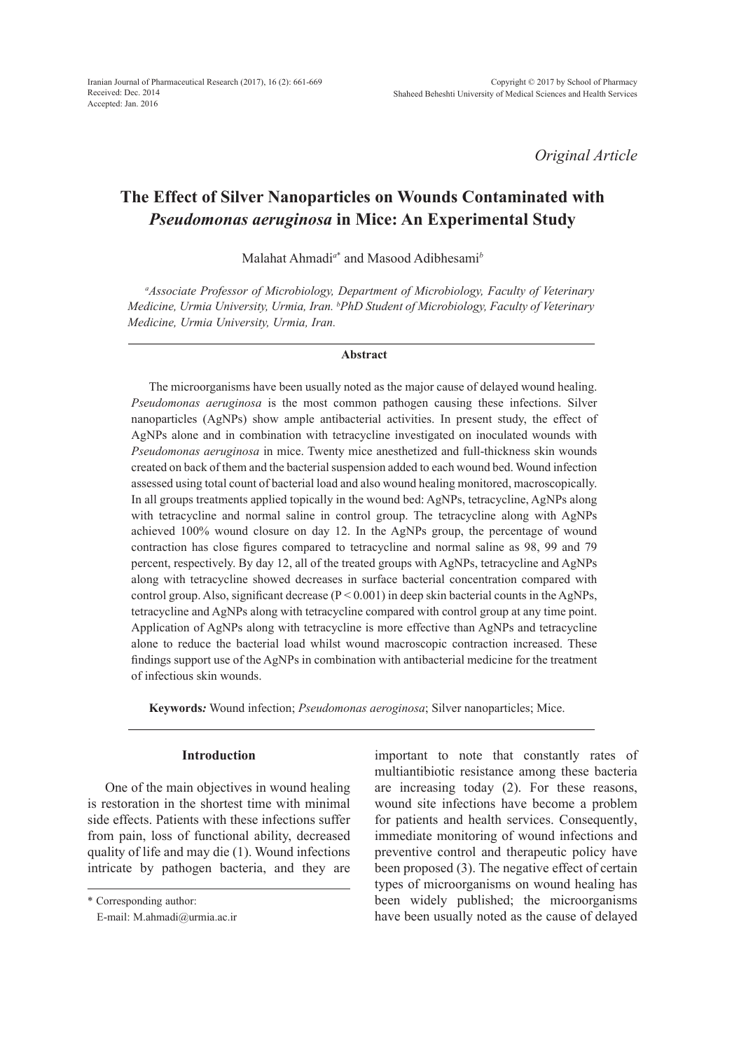*Original Article*

# The Effect of Silver Nanoparticles on Wounds Contaminated with *Pseudomonas aeruginosa* in Mice: An Experimental Study

Malahat Ahmadi[a*] and Masood Adibhesami[b]

[a]*Associate Professor of Microbiology, Department of Microbiology, Faculty of Veterinary Medicine, Urmia University, Urmia, Iran.* [b]*PhD Student of Microbiology, Faculty of Veterinary Medicine, Urmia University, Urmia, Iran.*

## Abstract

The microorganisms have been usually noted as the major cause of delayed wound healing. *Pseudomonas aeruginosa* is the most common pathogen causing these infections. Silver nanoparticles (AgNPs) show ample antibacterial activities. In present study, the effect of AgNPs alone and in combination with tetracycline investigated on inoculated wounds with *Pseudomonas aeruginosa* in mice. Twenty mice anesthetized and full-thickness skin wounds created on back of them and the bacterial suspension added to each wound bed. Wound infection assessed using total count of bacterial load and also wound healing monitored, macroscopically. In all groups treatments applied topically in the wound bed: AgNPs, tetracycline, AgNPs along with tetracycline and normal saline in control group. The tetracycline along with AgNPs achieved 100% wound closure on day 12. In the AgNPs group, the percentage of wound contraction has close figures compared to tetracycline and normal saline as 98, 99 and 79 percent, respectively. By day 12, all of the treated groups with AgNPs, tetracycline and AgNPs along with tetracycline showed decreases in surface bacterial concentration compared with control group. Also, significant decrease ($P < 0.001$) in deep skin bacterial counts in the AgNPs, tetracycline and AgNPs along with tetracycline compared with control group at any time point. Application of AgNPs along with tetracycline is more effective than AgNPs and tetracycline alone to reduce the bacterial load whilst wound macroscopic contraction increased. These findings support use of the AgNPs in combination with antibacterial medicine for the treatment of infectious skin wounds.

**Keywords***:* Wound infection; *Pseudomonas aeroginosa*; Silver nanoparticles; Mice.

## Introduction

One of the main objectives in wound healing is restoration in the shortest time with minimal side effects. Patients with these infections suffer from pain, loss of functional ability, decreased quality of life and may die (1). Wound infections intricate by pathogen bacteria, and they are important to note that constantly rates of multiantibiotic resistance among these bacteria are increasing today (2). For these reasons, wound site infections have become a problem for patients and health services. Consequently, immediate monitoring of wound infections and preventive control and therapeutic policy have been proposed (3). The negative effect of certain types of microorganisms on wound healing has been widely published; the microorganisms have been usually noted as the cause of delayed

\* Corresponding author:
E-mail: M.ahmadi@urmia.ac.ir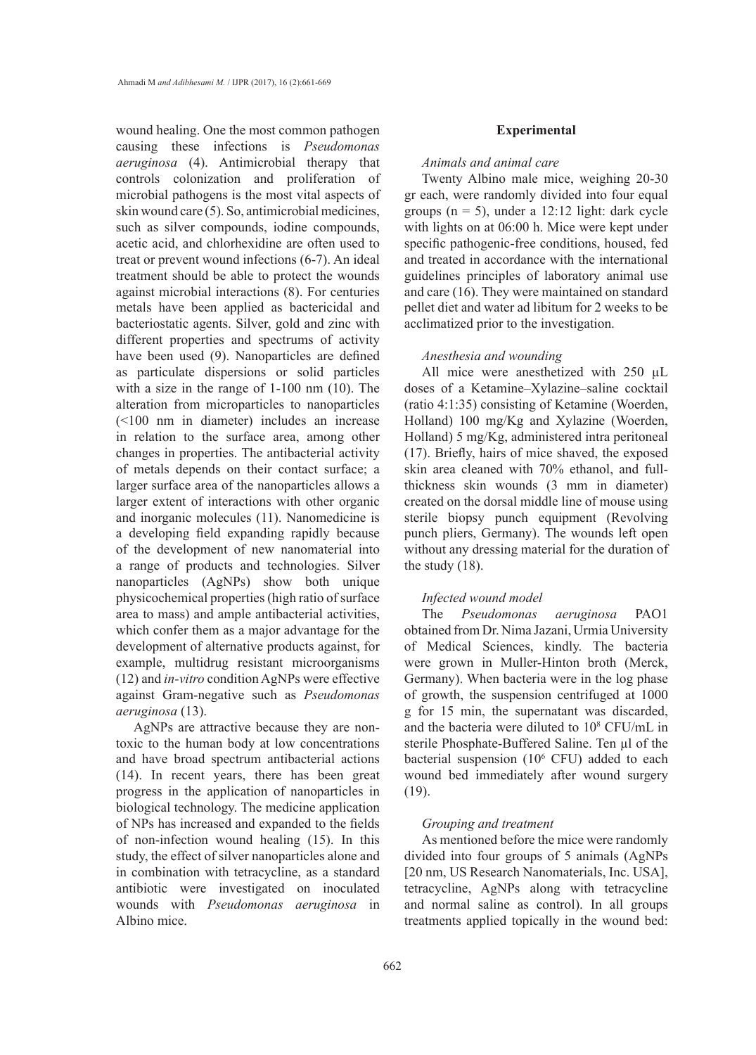wound healing. One the most common pathogen causing these infections is *Pseudomonas aeruginosa* (4). Antimicrobial therapy that controls colonization and proliferation of microbial pathogens is the most vital aspects of skin wound care (5). So, antimicrobial medicines, such as silver compounds, iodine compounds, acetic acid, and chlorhexidine are often used to treat or prevent wound infections (6-7). An ideal treatment should be able to protect the wounds against microbial interactions (8). For centuries metals have been applied as bactericidal and bacteriostatic agents. Silver, gold and zinc with different properties and spectrums of activity have been used (9). Nanoparticles are defined as particulate dispersions or solid particles with a size in the range of 1-100 nm (10). The alteration from microparticles to nanoparticles (<100 nm in diameter) includes an increase in relation to the surface area, among other changes in properties. The antibacterial activity of metals depends on their contact surface; a larger surface area of the nanoparticles allows a larger extent of interactions with other organic and inorganic molecules (11). Nanomedicine is a developing field expanding rapidly because of the development of new nanomaterial into a range of products and technologies. Silver nanoparticles (AgNPs) show both unique physicochemical properties (high ratio of surface area to mass) and ample antibacterial activities, which confer them as a major advantage for the development of alternative products against, for example, multidrug resistant microorganisms (12) and *in-vitro* condition AgNPs were effective against Gram-negative such as *Pseudomonas aeruginosa* (13).

AgNPs are attractive because they are non-toxic to the human body at low concentrations and have broad spectrum antibacterial actions (14). In recent years, there has been great progress in the application of nanoparticles in biological technology. The medicine application of NPs has increased and expanded to the fields of non-infection wound healing (15). In this study, the effect of silver nanoparticles alone and in combination with tetracycline, as a standard antibiotic were investigated on inoculated wounds with *Pseudomonas aeruginosa* in Albino mice.

## Experimental

### *Animals and animal care*

Twenty Albino male mice, weighing 20-30 gr each, were randomly divided into four equal groups (n = 5), under a 12:12 light: dark cycle with lights on at 06:00 h. Mice were kept under specific pathogenic-free conditions, housed, fed and treated in accordance with the international guidelines principles of laboratory animal use and care (16). They were maintained on standard pellet diet and water ad libitum for 2 weeks to be acclimatized prior to the investigation.

### *Anesthesia and wounding*

All mice were anesthetized with 250 µL doses of a Ketamine–Xylazine–saline cocktail (ratio 4:1:35) consisting of Ketamine (Woerden, Holland) 100 mg/Kg and Xylazine (Woerden, Holland) 5 mg/Kg, administered intra peritoneal (17). Briefly, hairs of mice shaved, the exposed skin area cleaned with 70% ethanol, and full-thickness skin wounds (3 mm in diameter) created on the dorsal middle line of mouse using sterile biopsy punch equipment (Revolving punch pliers, Germany). The wounds left open without any dressing material for the duration of the study (18).

### *Infected wound model*

The *Pseudomonas aeruginosa* PAO1 obtained from Dr. Nima Jazani, Urmia University of Medical Sciences, kindly. The bacteria were grown in Muller-Hinton broth (Merck, Germany). When bacteria were in the log phase of growth, the suspension centrifuged at 1000 g for 15 min, the supernatant was discarded, and the bacteria were diluted to $10^8$ CFU/mL in sterile Phosphate-Buffered Saline. Ten µl of the bacterial suspension ($10^6$ CFU) added to each wound bed immediately after wound surgery (19).

### *Grouping and treatment*

As mentioned before the mice were randomly divided into four groups of 5 animals (AgNPs [20 nm, US Research Nanomaterials, Inc. USA], tetracycline, AgNPs along with tetracycline and normal saline as control). In all groups treatments applied topically in the wound bed: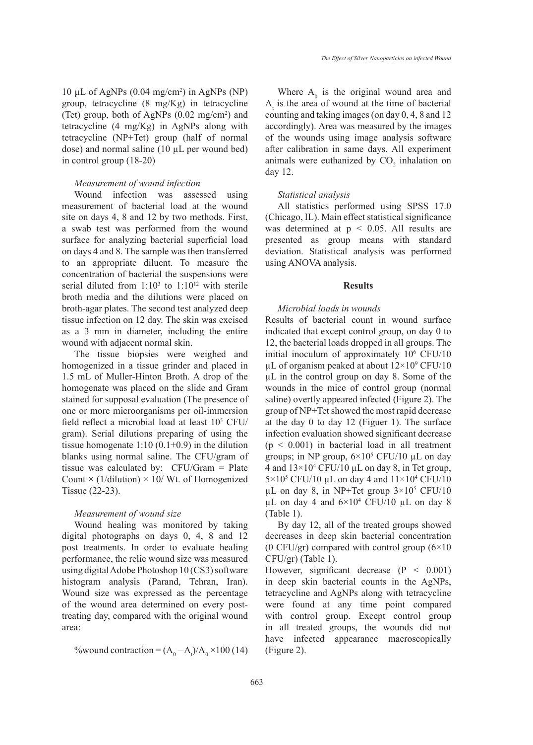10 μL of AgNPs (0.04 mg/cm$^2$) in AgNPs (NP) group, tetracycline (8 mg/Kg) in tetracycline (Tet) group, both of AgNPs (0.02 mg/cm$^2$) and tetracycline (4 mg/Kg) in AgNPs along with tetracycline (NP+Tet) group (half of normal dose) and normal saline (10 μL per wound bed) in control group (18-20)

*Measurement of wound infection*

Wound infection was assessed using measurement of bacterial load at the wound site on days 4, 8 and 12 by two methods. First, a swab test was performed from the wound surface for analyzing bacterial superficial load on days 4 and 8. The sample was then transferred to an appropriate diluent. To measure the concentration of bacterial the suspensions were serial diluted from 1:10$^3$ to 1:10$^{12}$ with sterile broth media and the dilutions were placed on broth-agar plates. The second test analyzed deep tissue infection on 12 day. The skin was excised as a 3 mm in diameter, including the entire wound with adjacent normal skin.

The tissue biopsies were weighed and homogenized in a tissue grinder and placed in 1.5 mL of Muller-Hinton Broth. A drop of the homogenate was placed on the slide and Gram stained for supposal evaluation (The presence of one or more microorganisms per oil-immersion field reflect a microbial load at least 10$^5$ CFU/gram). Serial dilutions preparing of using the tissue homogenate 1:10 (0.1+0.9) in the dilution blanks using normal saline. The CFU/gram of tissue was calculated by: CFU/Gram = Plate Count × (1/dilution) × 10/ Wt. of Homogenized Tissue (22-23).

*Measurement of wound size*

Wound healing was monitored by taking digital photographs on days 0, 4, 8 and 12 post treatments. In order to evaluate healing performance, the relic wound size was measured using digital Adobe Photoshop 10 (CS3) software histogram analysis (Parand, Tehran, Iran). Wound size was expressed as the percentage of the wound area determined on every post-treating day, compared with the original wound area:

$$\%\text{wound contraction} = (A_0 - A_t)/A_0 \times 100 \quad (14)$$

Where $A_0$ is the original wound area and $A_t$ is the area of wound at the time of bacterial counting and taking images (on day 0, 4, 8 and 12 accordingly). Area was measured by the images of the wounds using image analysis software after calibration in same days. All experiment animals were euthanized by $CO_2$ inhalation on day 12.

*Statistical analysis*

All statistics performed using SPSS 17.0 (Chicago, IL). Main effect statistical significance was determined at $p < 0.05$. All results are presented as group means with standard deviation. Statistical analysis was performed using ANOVA analysis.

## Results

*Microbial loads in wounds*

Results of bacterial count in wound surface indicated that except control group, on day 0 to 12, the bacterial loads dropped in all groups. The initial inoculum of approximately 10$^6$ CFU/10 μL of organism peaked at about 12×10$^9$ CFU/10 μL in the control group on day 8. Some of the wounds in the mice of control group (normal saline) overtly appeared infected (Figure 2). The group of NP+Tet showed the most rapid decrease at the day 0 to day 12 (Figuer 1). The surface infection evaluation showed significant decrease ($p < 0.001$) in bacterial load in all treatment groups; in NP group, 6×10$^5$ CFU/10 μL on day 4 and 13×10$^4$ CFU/10 μL on day 8, in Tet group, 5×10$^5$ CFU/10 μL on day 4 and 11×10$^4$ CFU/10 μL on day 8, in NP+Tet group 3×10$^5$ CFU/10 μL on day 4 and 6×10$^4$ CFU/10 μL on day 8 (Table 1).

By day 12, all of the treated groups showed decreases in deep skin bacterial concentration (0 CFU/gr) compared with control group (6×10 CFU/gr) (Table 1).

However, significant decrease ($P < 0.001$) in deep skin bacterial counts in the AgNPs, tetracycline and AgNPs along with tetracycline were found at any time point compared with control group. Except control group in all treated groups, the wounds did not have infected appearance macroscopically (Figure 2).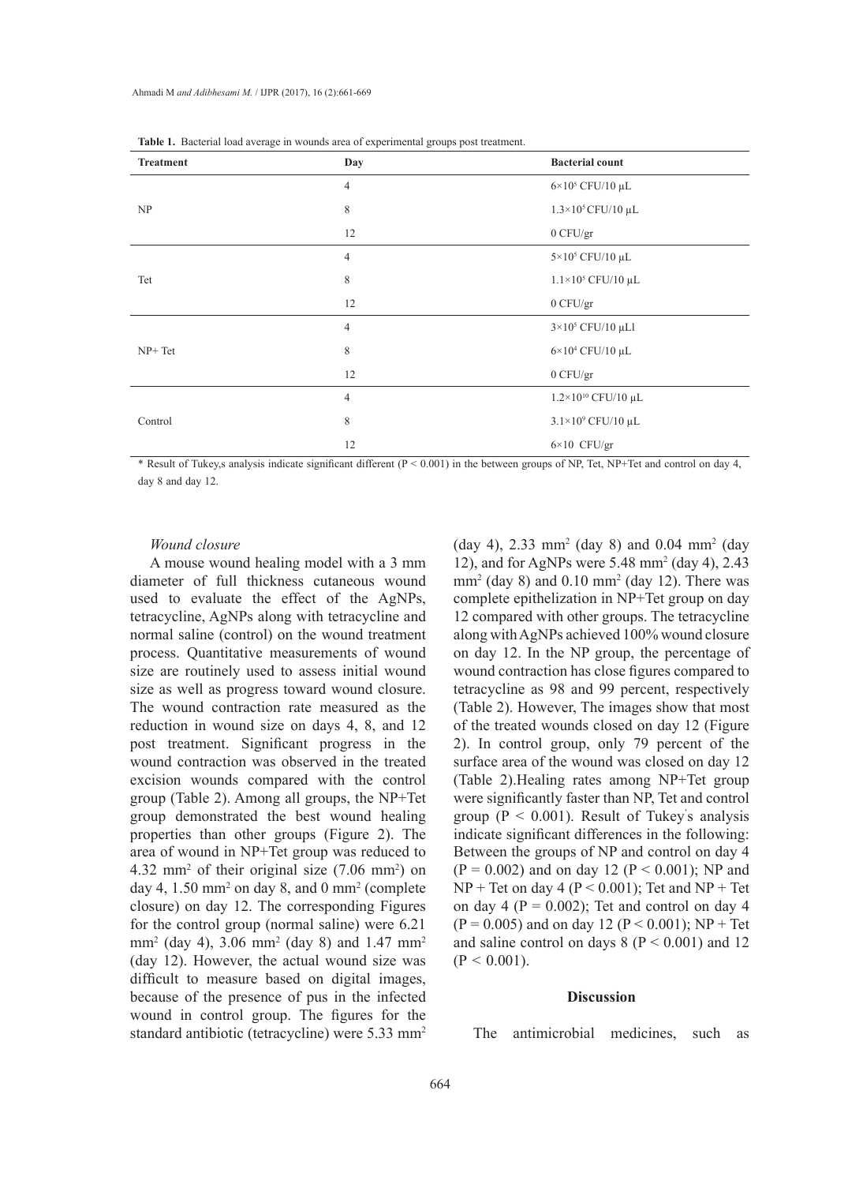**Table 1.** Bacterial load average in wounds area of experimental groups post treatment.

| Treatment | Day | Bacterial count |
|---|---|---|
| NP | 4 | $6\times10^5$ CFU/10 µL |
| | 8 | $1.3\times10^5$ CFU/10 µL |
| | 12 | 0 CFU/gr |
| Tet | 4 | $5\times10^5$ CFU/10 µL |
| | 8 | $1.1\times10^5$ CFU/10 µL |
| | 12 | 0 CFU/gr |
| NP+ Tet | 4 | $3\times10^5$ CFU/10 µLl |
| | 8 | $6\times10^4$ CFU/10 µL |
| | 12 | 0 CFU/gr |
| Control | 4 | $1.2\times10^{10}$ CFU/10 µL |
| | 8 | $3.1\times10^9$ CFU/10 µL |
| | 12 | $6\times10$ CFU/gr |

* Result of Tukey,s analysis indicate significant different ($P < 0.001$) in the between groups of NP, Tet, NP+Tet and control on day 4, day 8 and day 12.

*Wound closure*

A mouse wound healing model with a 3 mm diameter of full thickness cutaneous wound used to evaluate the effect of the AgNPs, tetracycline, AgNPs along with tetracycline and normal saline (control) on the wound treatment process. Quantitative measurements of wound size are routinely used to assess initial wound size as well as progress toward wound closure. The wound contraction rate measured as the reduction in wound size on days 4, 8, and 12 post treatment. Significant progress in the wound contraction was observed in the treated excision wounds compared with the control group (Table 2). Among all groups, the NP+Tet group demonstrated the best wound healing properties than other groups (Figure 2). The area of wound in NP+Tet group was reduced to 4.32 mm$^2$ of their original size (7.06 mm$^2$) on day 4, 1.50 mm$^2$ on day 8, and 0 mm$^2$ (complete closure) on day 12. The corresponding Figures for the control group (normal saline) were 6.21 mm$^2$ (day 4), 3.06 mm$^2$ (day 8) and 1.47 mm$^2$ (day 12). However, the actual wound size was difficult to measure based on digital images, because of the presence of pus in the infected wound in control group. The figures for the standard antibiotic (tetracycline) were 5.33 mm$^2$ (day 4), 2.33 mm$^2$ (day 8) and 0.04 mm$^2$ (day 12), and for AgNPs were 5.48 mm$^2$ (day 4), 2.43 mm$^2$ (day 8) and 0.10 mm$^2$ (day 12). There was complete epithelization in NP+Tet group on day 12 compared with other groups. The tetracycline along with AgNPs achieved 100% wound closure on day 12. In the NP group, the percentage of wound contraction has close figures compared to tetracycline as 98 and 99 percent, respectively (Table 2). However, The images show that most of the treated wounds closed on day 12 (Figure 2). In control group, only 79 percent of the surface area of the wound was closed on day 12 (Table 2).Healing rates among NP+Tet group were significantly faster than NP, Tet and control group ($P < 0.001$). Result of Tukey's analysis indicate significant differences in the following: Between the groups of NP and control on day 4 ($P = 0.002$) and on day 12 ($P < 0.001$); NP and NP + Tet on day 4 ($P < 0.001$); Tet and NP + Tet on day 4 ($P = 0.002$); Tet and control on day 4 ($P = 0.005$) and on day 12 ($P < 0.001$); NP + Tet and saline control on days 8 ($P < 0.001$) and 12 ($P < 0.001$).

## Discussion

The antimicrobial medicines, such as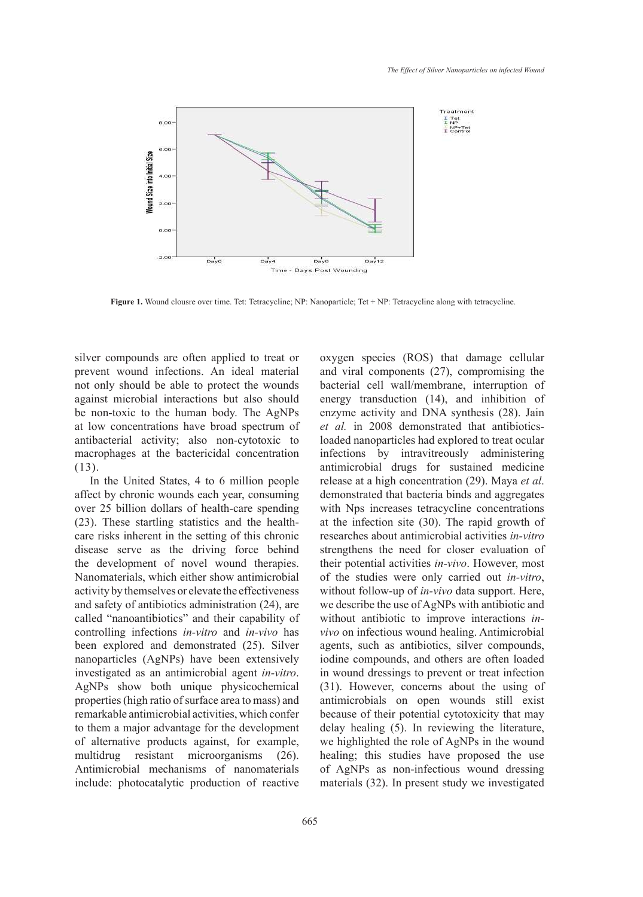Figure 1. Wound clousre over time. Tet: Tetracycline; NP: Nanoparticle; Tet + NP: Tetracycline along with tetracycline.

silver compounds are often applied to treat or prevent wound infections. An ideal material not only should be able to protect the wounds against microbial interactions but also should be non-toxic to the human body. The AgNPs at low concentrations have broad spectrum of antibacterial activity; also non-cytotoxic to macrophages at the bactericidal concentration (13).

In the United States, 4 to 6 million people affect by chronic wounds each year, consuming over 25 billion dollars of health-care spending (23). These startling statistics and the health-care risks inherent in the setting of this chronic disease serve as the driving force behind the development of novel wound therapies. Nanomaterials, which either show antimicrobial activity by themselves or elevate the effectiveness and safety of antibiotics administration (24), are called "nanoantibiotics" and their capability of controlling infections *in-vitro* and *in-vivo* has been explored and demonstrated (25). Silver nanoparticles (AgNPs) have been extensively investigated as an antimicrobial agent *in-vitro*. AgNPs show both unique physicochemical properties (high ratio of surface area to mass) and remarkable antimicrobial activities, which confer to them a major advantage for the development of alternative products against, for example, multidrug resistant microorganisms (26). Antimicrobial mechanisms of nanomaterials include: photocatalytic production of reactive oxygen species (ROS) that damage cellular and viral components (27), compromising the bacterial cell wall/membrane, interruption of energy transduction (14), and inhibition of enzyme activity and DNA synthesis (28). Jain *et al.* in 2008 demonstrated that antibiotics-loaded nanoparticles had explored to treat ocular infections by intravitreously administering antimicrobial drugs for sustained medicine release at a high concentration (29). Maya *et al*. demonstrated that bacteria binds and aggregates with Nps increases tetracycline concentrations at the infection site (30). The rapid growth of researches about antimicrobial activities *in-vitro* strengthens the need for closer evaluation of their potential activities *in-vivo*. However, most of the studies were only carried out *in-vitro*, without follow-up of *in-vivo* data support. Here, we describe the use of AgNPs with antibiotic and without antibiotic to improve interactions *in-vivo* on infectious wound healing. Antimicrobial agents, such as antibiotics, silver compounds, iodine compounds, and others are often loaded in wound dressings to prevent or treat infection (31). However, concerns about the using of antimicrobials on open wounds still exist because of their potential cytotoxicity that may delay healing (5). In reviewing the literature, we highlighted the role of AgNPs in the wound healing; this studies have proposed the use of AgNPs as non-infectious wound dressing materials (32). In present study we investigated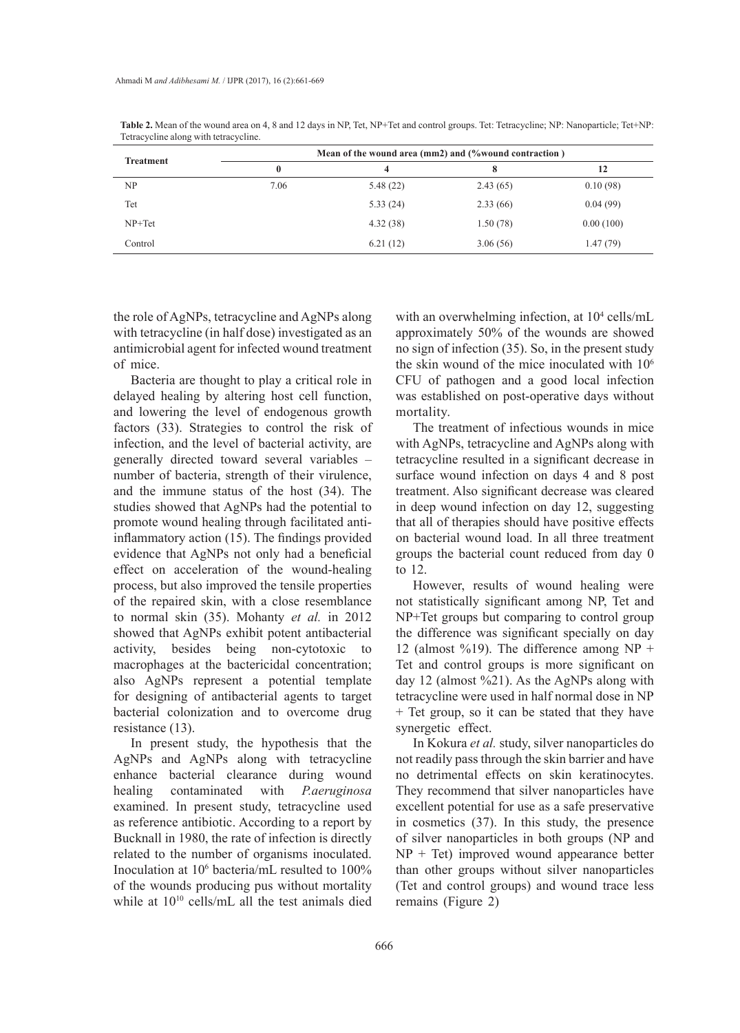**Table 2.** Mean of the wound area on 4, 8 and 12 days in NP, Tet, NP+Tet and control groups. Tet: Tetracycline; NP: Nanoparticle; Tet+NP: Tetracycline along with tetracycline.

| Treatment | Mean of the wound area (mm2) and (%wound contraction ) | | | |
|---|---|---|---|---|
| | 0 | 4 | 8 | 12 |
| NP | 7.06 | 5.48 (22) | 2.43 (65) | 0.10 (98) |
| Tet | | 5.33 (24) | 2.33 (66) | 0.04 (99) |
| NP+Tet | | 4.32 (38) | 1.50 (78) | 0.00 (100) |
| Control | | 6.21 (12) | 3.06 (56) | 1.47 (79) |

the role of AgNPs, tetracycline and AgNPs along with tetracycline (in half dose) investigated as an antimicrobial agent for infected wound treatment of mice.

Bacteria are thought to play a critical role in delayed healing by altering host cell function, and lowering the level of endogenous growth factors (33). Strategies to control the risk of infection, and the level of bacterial activity, are generally directed toward several variables – number of bacteria, strength of their virulence, and the immune status of the host (34). The studies showed that AgNPs had the potential to promote wound healing through facilitated anti-inflammatory action (15). The findings provided evidence that AgNPs not only had a beneficial effect on acceleration of the wound-healing process, but also improved the tensile properties of the repaired skin, with a close resemblance to normal skin (35). Mohanty *et al.* in 2012 showed that AgNPs exhibit potent antibacterial activity, besides being non-cytotoxic to macrophages at the bactericidal concentration; also AgNPs represent a potential template for designing of antibacterial agents to target bacterial colonization and to overcome drug resistance (13).

In present study, the hypothesis that the AgNPs and AgNPs along with tetracycline enhance bacterial clearance during wound healing contaminated with *P.aeruginosa* examined. In present study, tetracycline used as reference antibiotic. According to a report by Bucknall in 1980, the rate of infection is directly related to the number of organisms inoculated. Inoculation at $10^6$ bacteria/mL resulted to 100% of the wounds producing pus without mortality while at $10^{10}$ cells/mL all the test animals died with an overwhelming infection, at $10^4$ cells/mL approximately 50% of the wounds are showed no sign of infection (35). So, in the present study the skin wound of the mice inoculated with $10^6$ CFU of pathogen and a good local infection was established on post-operative days without mortality.

The treatment of infectious wounds in mice with AgNPs, tetracycline and AgNPs along with tetracycline resulted in a significant decrease in surface wound infection on days 4 and 8 post treatment. Also significant decrease was cleared in deep wound infection on day 12, suggesting that all of therapies should have positive effects on bacterial wound load. In all three treatment groups the bacterial count reduced from day 0 to 12.

However, results of wound healing were not statistically significant among NP, Tet and NP+Tet groups but comparing to control group the difference was significant specially on day 12 (almost %19). The difference among NP + Tet and control groups is more significant on day 12 (almost %21). As the AgNPs along with tetracycline were used in half normal dose in NP + Tet group, so it can be stated that they have synergetic effect.

In Kokura *et al.* study, silver nanoparticles do not readily pass through the skin barrier and have no detrimental effects on skin keratinocytes. They recommend that silver nanoparticles have excellent potential for use as a safe preservative in cosmetics (37). In this study, the presence of silver nanoparticles in both groups (NP and NP + Tet) improved wound appearance better than other groups without silver nanoparticles (Tet and control groups) and wound trace less remains (Figure 2)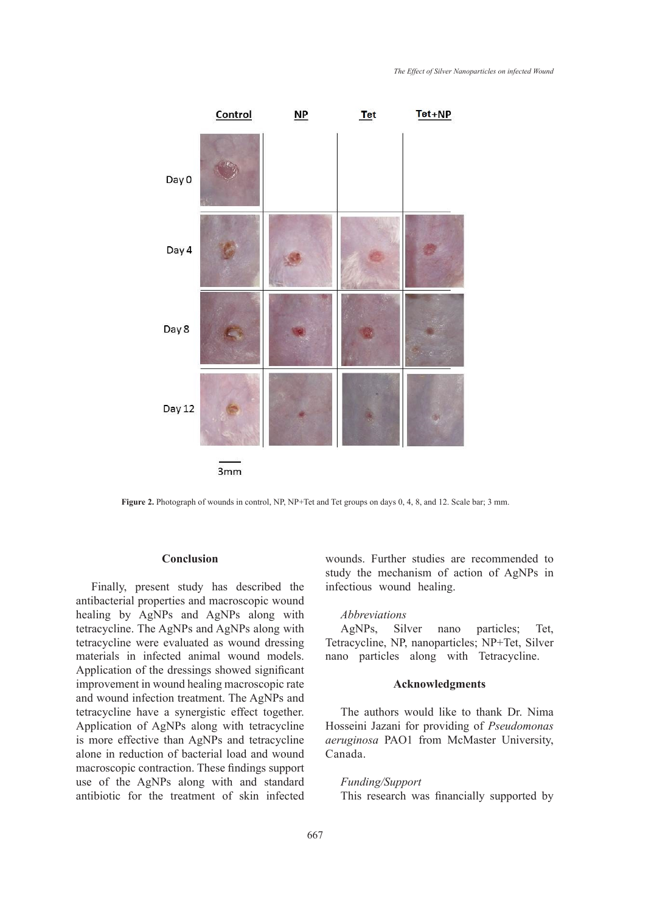Figure 2. Photograph of wounds in control, NP, NP+Tet and Tet groups on days 0, 4, 8, and 12. Scale bar; 3 mm.

## Conclusion

Finally, present study has described the antibacterial properties and macroscopic wound healing by AgNPs and AgNPs along with tetracycline. The AgNPs and AgNPs along with tetracycline were evaluated as wound dressing materials in infected animal wound models. Application of the dressings showed significant improvement in wound healing macroscopic rate and wound infection treatment. The AgNPs and tetracycline have a synergistic effect together. Application of AgNPs along with tetracycline is more effective than AgNPs and tetracycline alone in reduction of bacterial load and wound macroscopic contraction. These findings support use of the AgNPs along with and standard antibiotic for the treatment of skin infected wounds. Further studies are recommended to study the mechanism of action of AgNPs in infectious wound healing.

*Abbreviations*

AgNPs, Silver nano particles; Tet, Tetracycline, NP, nanoparticles; NP+Tet, Silver nano particles along with Tetracycline.

## Acknowledgments

The authors would like to thank Dr. Nima Hosseini Jazani for providing of *Pseudomonas aeruginosa* PAO1 from McMaster University, Canada.

*Funding/Support*

This research was financially supported by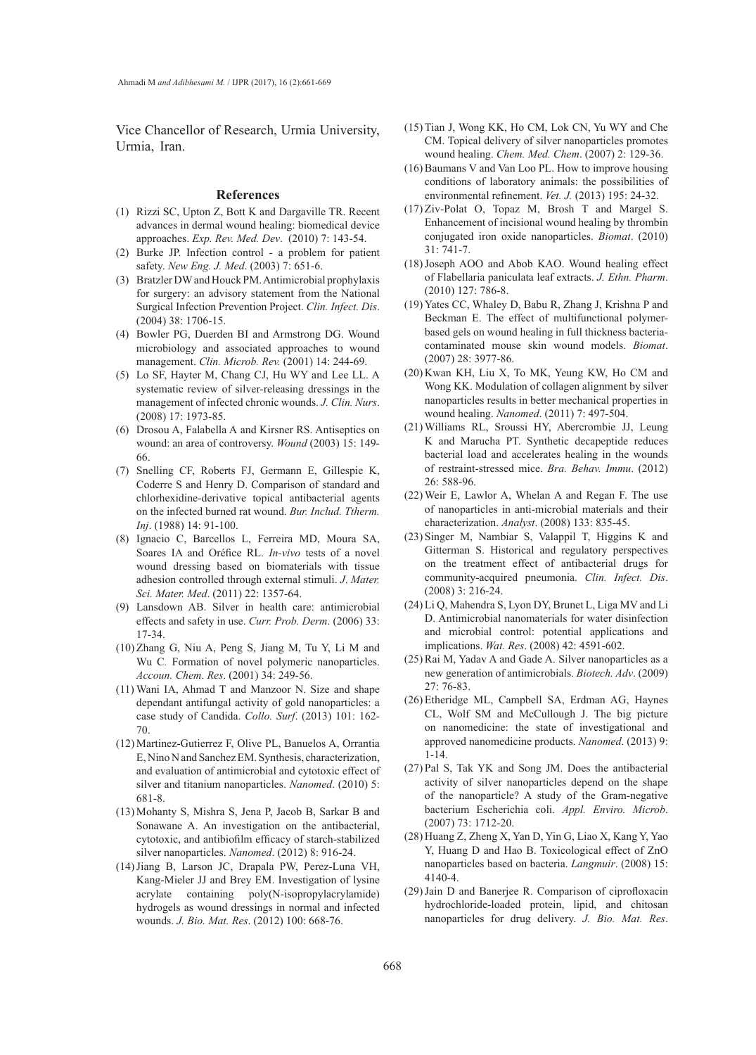Vice Chancellor of Research, Urmia University, Urmia, Iran.

## References

(1) Rizzi SC, Upton Z, Bott K and Dargaville TR. Recent advances in dermal wound healing: biomedical device approaches. *Exp. Rev. Med. Dev*. (2010) 7: 143-54.

(2) Burke JP. Infection control - a problem for patient safety. *New Eng. J. Med*. (2003) 7: 651-6.

(3) Bratzler DW and Houck PM. Antimicrobial prophylaxis for surgery: an advisory statement from the National Surgical Infection Prevention Project. *Clin. Infect. Dis*. (2004) 38: 1706-15.

(4) Bowler PG, Duerden BI and Armstrong DG. Wound microbiology and associated approaches to wound management. *Clin. Microb. Rev.* (2001) 14: 244-69.

(5) Lo SF, Hayter M, Chang CJ, Hu WY and Lee LL. A systematic review of silver-releasing dressings in the management of infected chronic wounds. *J. Clin. Nurs*. (2008) 17: 1973-85.

(6) Drosou A, Falabella A and Kirsner RS. Antiseptics on wound: an area of controversy. *Wound* (2003) 15: 149-66.

(7) Snelling CF, Roberts FJ, Germann E, Gillespie K, Coderre S and Henry D. Comparison of standard and chlorhexidine-derivative topical antibacterial agents on the infected burned rat wound. *Bur. Includ. Ttherm. Inj*. (1988) 14: 91-100.

(8) Ignacio C, Barcellos L, Ferreira MD, Moura SA, Soares IA and Oréfice RL. *In-vivo* tests of a novel wound dressing based on biomaterials with tissue adhesion controlled through external stimuli. *J. Mater. Sci. Mater. Med*. (2011) 22: 1357-64.

(9) Lansdown AB. Silver in health care: antimicrobial effects and safety in use. *Curr. Prob. Derm*. (2006) 33: 17-34.

(10) Zhang G, Niu A, Peng S, Jiang M, Tu Y, Li M and Wu C. Formation of novel polymeric nanoparticles. *Accoun. Chem. Res*. (2001) 34: 249-56.

(11) Wani IA, Ahmad T and Manzoor N. Size and shape dependant antifungal activity of gold nanoparticles: a case study of Candida. *Collo. Surf*. (2013) 101: 162-70.

(12) Martinez-Gutierrez F, Olive PL, Banuelos A, Orrantia E, Nino N and Sanchez EM. Synthesis, characterization, and evaluation of antimicrobial and cytotoxic effect of silver and titanium nanoparticles. *Nanomed*. (2010) 5: 681-8.

(13) Mohanty S, Mishra S, Jena P, Jacob B, Sarkar B and Sonawane A. An investigation on the antibacterial, cytotoxic, and antibiofilm efficacy of starch-stabilized silver nanoparticles. *Nanomed*. (2012) 8: 916-24.

(14) Jiang B, Larson JC, Drapala PW, Perez-Luna VH, Kang-Mieler JJ and Brey EM. Investigation of lysine acrylate containing poly(N-isopropylacrylamide) hydrogels as wound dressings in normal and infected wounds. *J. Bio. Mat. Res*. (2012) 100: 668-76.

(15) Tian J, Wong KK, Ho CM, Lok CN, Yu WY and Che CM. Topical delivery of silver nanoparticles promotes wound healing. *Chem. Med. Chem*. (2007) 2: 129-36.

(16) Baumans V and Van Loo PL. How to improve housing conditions of laboratory animals: the possibilities of environmental refinement. *Vet. J.* (2013) 195: 24-32.

(17) Ziv-Polat O, Topaz M, Brosh T and Margel S. Enhancement of incisional wound healing by thrombin conjugated iron oxide nanoparticles. *Biomat*. (2010) 31: 741-7.

(18) Joseph AOO and Abob KAO. Wound healing effect of Flabellaria paniculata leaf extracts. *J. Ethn. Pharm*. (2010) 127: 786-8.

(19) Yates CC, Whaley D, Babu R, Zhang J, Krishna P and Beckman E. The effect of multifunctional polymer-based gels on wound healing in full thickness bacteria-contaminated mouse skin wound models. *Biomat*. (2007) 28: 3977-86.

(20) Kwan KH, Liu X, To MK, Yeung KW, Ho CM and Wong KK. Modulation of collagen alignment by silver nanoparticles results in better mechanical properties in wound healing. *Nanomed*. (2011) 7: 497-504.

(21) Williams RL, Sroussi HY, Abercrombie JJ, Leung K and Marucha PT. Synthetic decapeptide reduces bacterial load and accelerates healing in the wounds of restraint-stressed mice. *Bra. Behav. Immu*. (2012) 26: 588-96.

(22) Weir E, Lawlor A, Whelan A and Regan F. The use of nanoparticles in anti-microbial materials and their characterization. *Analyst*. (2008) 133: 835-45.

(23) Singer M, Nambiar S, Valappil T, Higgins K and Gitterman S. Historical and regulatory perspectives on the treatment effect of antibacterial drugs for community-acquired pneumonia. *Clin. Infect. Dis*. (2008) 3: 216-24.

(24) Li Q, Mahendra S, Lyon DY, Brunet L, Liga MV and Li D. Antimicrobial nanomaterials for water disinfection and microbial control: potential applications and implications. *Wat. Res*. (2008) 42: 4591-602.

(25) Rai M, Yadav A and Gade A. Silver nanoparticles as a new generation of antimicrobials. *Biotech. Adv*. (2009) 27: 76-83.

(26) Etheridge ML, Campbell SA, Erdman AG, Haynes CL, Wolf SM and McCullough J. The big picture on nanomedicine: the state of investigational and approved nanomedicine products. *Nanomed*. (2013) 9: 1-14.

(27) Pal S, Tak YK and Song JM. Does the antibacterial activity of silver nanoparticles depend on the shape of the nanoparticle? A study of the Gram-negative bacterium Escherichia coli. *Appl. Enviro. Microb*. (2007) 73: 1712-20.

(28) Huang Z, Zheng X, Yan D, Yin G, Liao X, Kang Y, Yao Y, Huang D and Hao B. Toxicological effect of ZnO nanoparticles based on bacteria. *Langmuir*. (2008) 15: 4140-4.

(29) Jain D and Banerjee R. Comparison of ciprofloxacin hydrochloride-loaded protein, lipid, and chitosan nanoparticles for drug delivery. *J. Bio. Mat. Res*.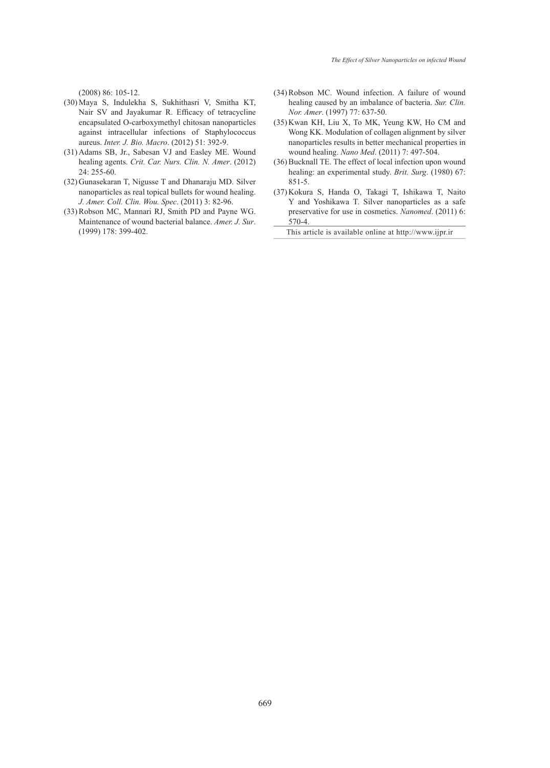(2008) 86: 105-12.

(30) Maya S, Indulekha S, Sukhithasri V, Smitha KT, Nair SV and Jayakumar R. Efficacy of tetracycline encapsulated O-carboxymethyl chitosan nanoparticles against intracellular infections of Staphylococcus aureus. *Inter. J. Bio. Macro*. (2012) 51: 392-9.

(31) Adams SB, Jr., Sabesan VJ and Easley ME. Wound healing agents. *Crit. Car. Nurs. Clin. N. Amer*. (2012) 24: 255-60.

(32) Gunasekaran T, Nigusse T and Dhanaraju MD. Silver nanoparticles as real topical bullets for wound healing. *J. Amer. Coll. Clin. Wou. Spec*. (2011) 3: 82-96.

(33) Robson MC, Mannari RJ, Smith PD and Payne WG. Maintenance of wound bacterial balance. *Amer. J. Sur*. (1999) 178: 399-402.

(34) Robson MC. Wound infection. A failure of wound healing caused by an imbalance of bacteria. *Sur. Clin. Nor. Amer*. (1997) 77: 637-50.

(35) Kwan KH, Liu X, To MK, Yeung KW, Ho CM and Wong KK. Modulation of collagen alignment by silver nanoparticles results in better mechanical properties in wound healing. *Nano Med*. (2011) 7: 497-504.

(36) Bucknall TE. The effect of local infection upon wound healing: an experimental study. *Brit. Surg*. (1980) 67: 851-5.

(37) Kokura S, Handa O, Takagi T, Ishikawa T, Naito Y and Yoshikawa T. Silver nanoparticles as a safe preservative for use in cosmetics. *Nanomed*. (2011) 6: 570-4.

This article is available online at http://www.ijpr.ir